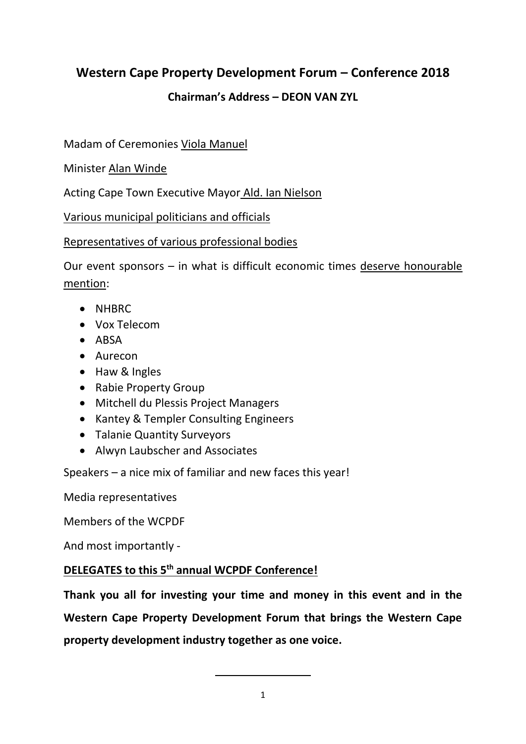# Western Cape Property Development Forum – Conference 2018

## Chairman's Address – DEON VAN ZYL

Madam of Ceremonies Viola Manuel

Minister Alan Winde

Acting Cape Town Executive Mayor Ald. Ian Nielson

Various municipal politicians and officials

Representatives of various professional bodies

Our event sponsors – in what is difficult economic times deserve honourable mention:

- NHBRC
- Vox Telecom
- ABSA
- Aurecon
- Haw & Ingles
- Rabie Property Group
- Mitchell du Plessis Project Managers
- Kantey & Templer Consulting Engineers
- Talanie Quantity Surveyors
- Alwyn Laubscher and Associates

Speakers – a nice mix of familiar and new faces this year!

Media representatives

Members of the WCPDF

And most importantly -

**DELEGATES to this 5th annual WCPDF Conference!**

**Thank you all for investing your time and money in this event and in the Western Cape Property Development Forum that brings the Western Cape property development industry together as one voice.**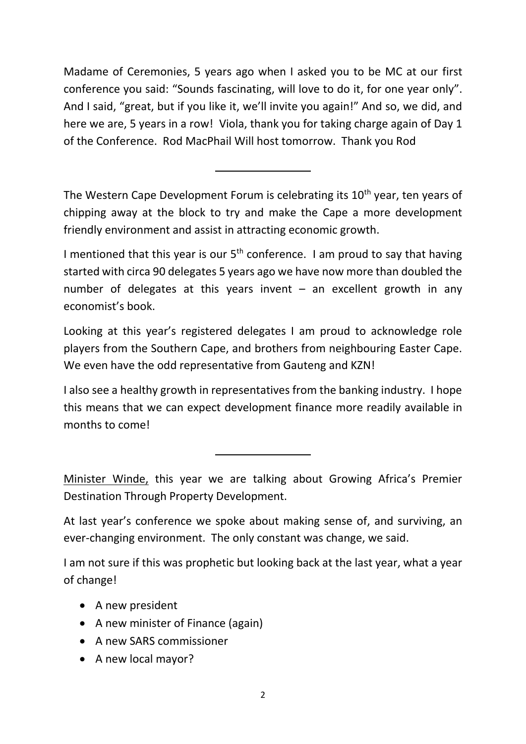Madame of Ceremonies, 5 years ago when I asked you to be MC at our first conference you said: “Sounds fascinating, will love to do it, for one year only”. And I said, “great, but if you like it, we’ll invite you again!” And so, we did, and here we are, 5 years in a row! Viola, thank you for taking charge again of Day 1 of the Conference. Rod MacPhail Will host tomorrow. Thank you Rod

---

The Western Cape Development Forum is celebrating its 10th year, ten years of chipping away at the block to try and make the Cape a more development friendly environment and assist in attracting economic growth.

I mentioned that this year is our 5th conference. I am proud to say that having started with circa 90 delegates 5 years ago we have now more than doubled the number of delegates at this years invent – an excellent growth in any economist’s book.

Looking at this year’s registered delegates I am proud to acknowledge role players from the Southern Cape, and brothers from neighbouring Easter Cape. We even have the odd representative from Gauteng and KZN!

I also see a healthy growth in representatives from the banking industry. I hope this means that we can expect development finance more readily available in months to come!

---

Minister Winde, this year we are talking about Growing Africa’s Premier Destination Through Property Development.

At last year’s conference we spoke about making sense of, and surviving, an ever-changing environment. The only constant was change, we said.

I am not sure if this was prophetic but looking back at the last year, what a year of change!

- A new president
- A new minister of Finance (again)
- A new SARS commissioner
- A new local mayor?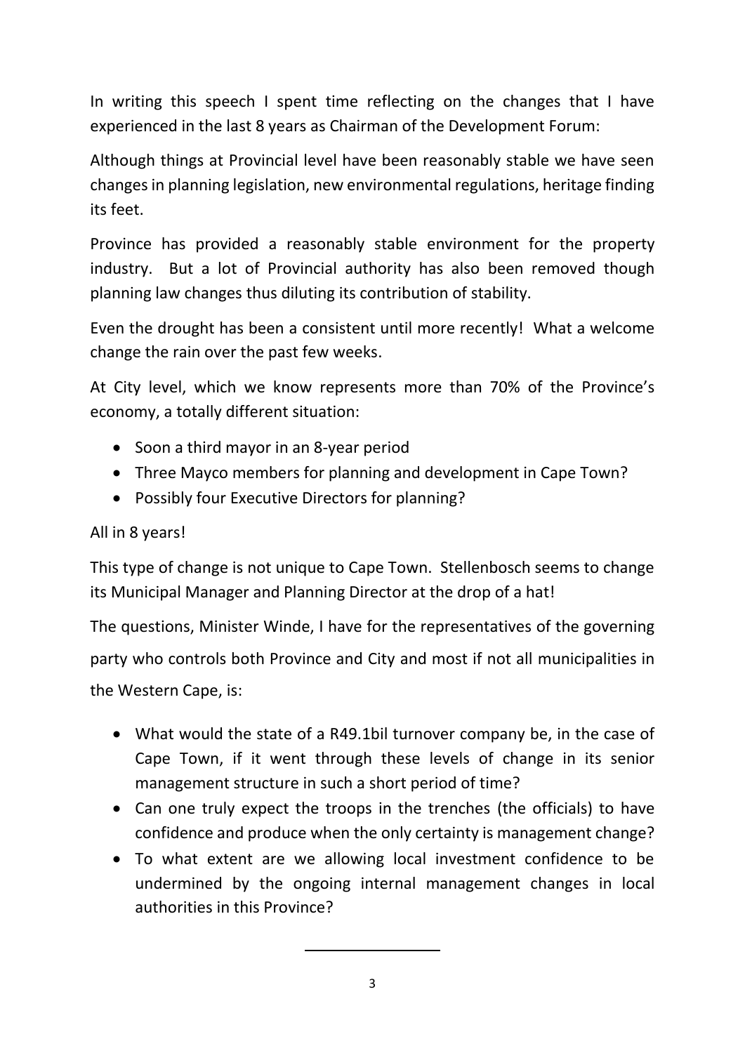In writing this speech I spent time reflecting on the changes that I have experienced in the last 8 years as Chairman of the Development Forum:

Although things at Provincial level have been reasonably stable we have seen changes in planning legislation, new environmental regulations, heritage finding its feet.

Province has provided a reasonably stable environment for the property industry. But a lot of Provincial authority has also been removed though planning law changes thus diluting its contribution of stability.

Even the drought has been a consistent until more recently! What a welcome change the rain over the past few weeks.

At City level, which we know represents more than 70% of the Province's economy, a totally different situation:

- Soon a third mayor in an 8-year period
- Three Mayco members for planning and development in Cape Town?
- Possibly four Executive Directors for planning?

All in 8 years!

This type of change is not unique to Cape Town. Stellenbosch seems to change its Municipal Manager and Planning Director at the drop of a hat!

The questions, Minister Winde, I have for the representatives of the governing party who controls both Province and City and most if not all municipalities in the Western Cape, is:

- What would the state of a R49.1bil turnover company be, in the case of Cape Town, if it went through these levels of change in its senior management structure in such a short period of time?
- Can one truly expect the troops in the trenches (the officials) to have confidence and produce when the only certainty is management change?
- To what extent are we allowing local investment confidence to be undermined by the ongoing internal management changes in local authorities in this Province?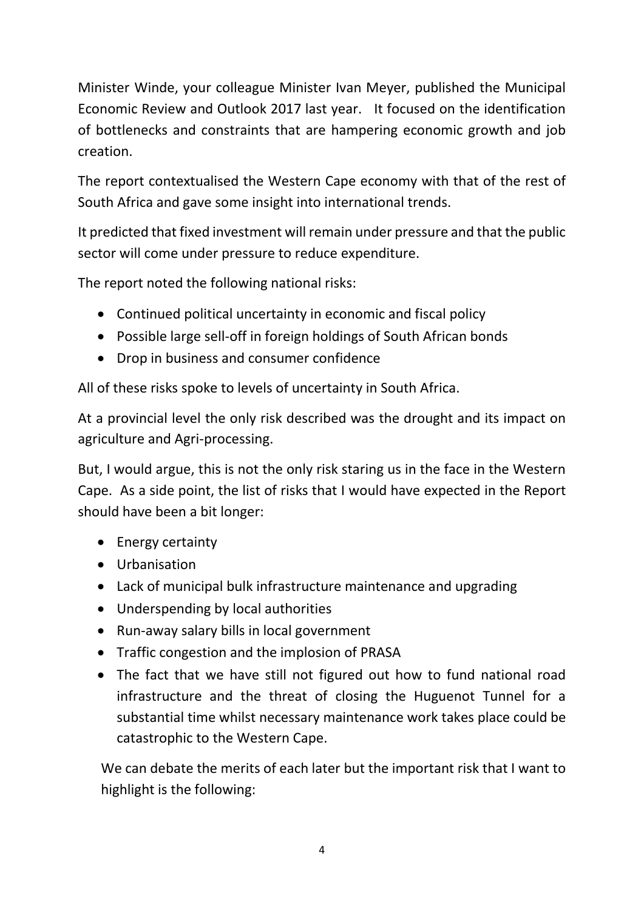Minister Winde, your colleague Minister Ivan Meyer, published the Municipal Economic Review and Outlook 2017 last year. It focused on the identification of bottlenecks and constraints that are hampering economic growth and job creation.

The report contextualised the Western Cape economy with that of the rest of South Africa and gave some insight into international trends.

It predicted that fixed investment will remain under pressure and that the public sector will come under pressure to reduce expenditure.

The report noted the following national risks:

- Continued political uncertainty in economic and fiscal policy
- Possible large sell-off in foreign holdings of South African bonds
- Drop in business and consumer confidence

All of these risks spoke to levels of uncertainty in South Africa.

At a provincial level the only risk described was the drought and its impact on agriculture and Agri-processing.

But, I would argue, this is not the only risk staring us in the face in the Western Cape. As a side point, the list of risks that I would have expected in the Report should have been a bit longer:

- Energy certainty
- Urbanisation
- Lack of municipal bulk infrastructure maintenance and upgrading
- Underspending by local authorities
- Run-away salary bills in local government
- Traffic congestion and the implosion of PRASA
- The fact that we have still not figured out how to fund national road infrastructure and the threat of closing the Huguenot Tunnel for a substantial time whilst necessary maintenance work takes place could be catastrophic to the Western Cape.

We can debate the merits of each later but the important risk that I want to highlight is the following: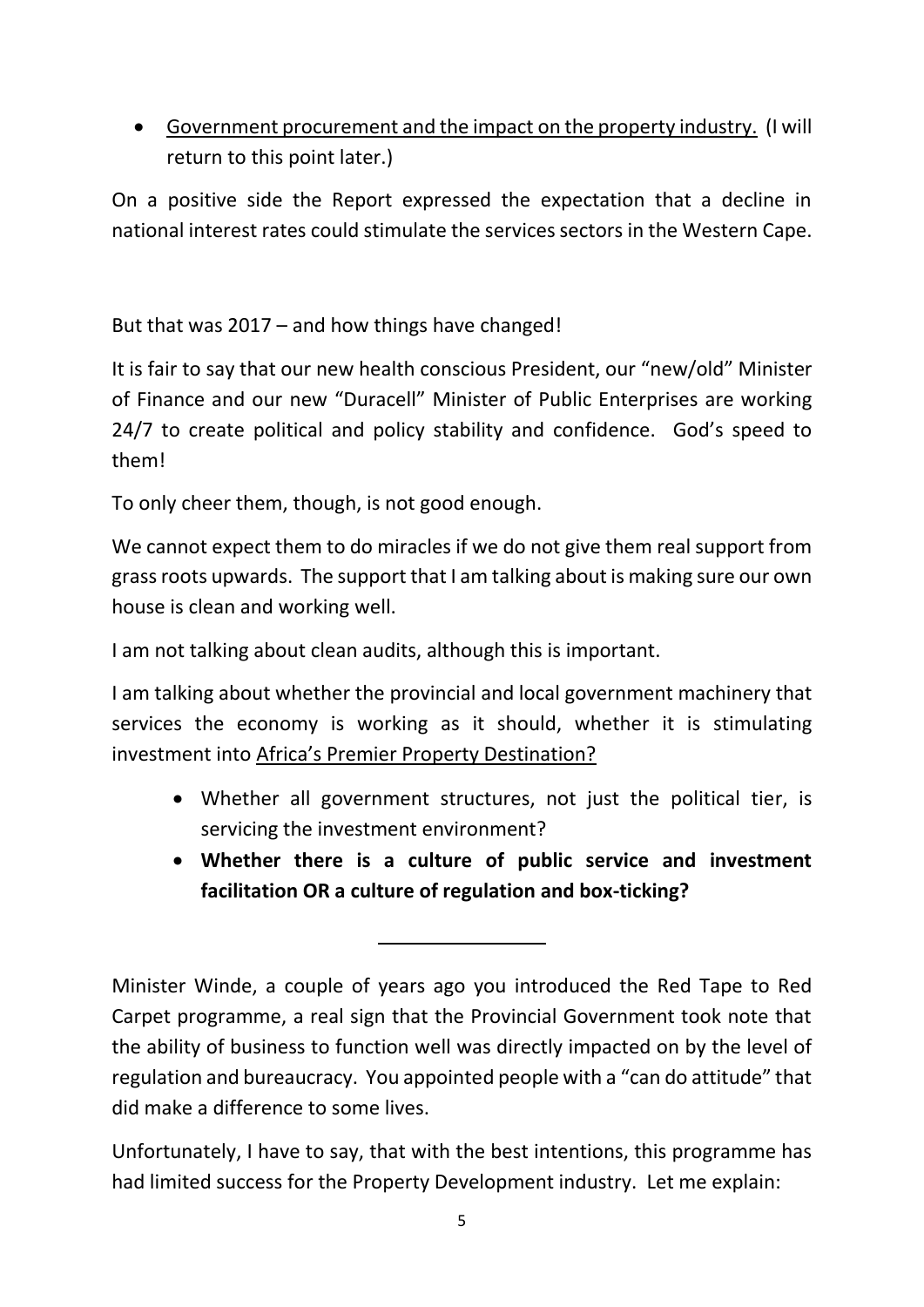- <u>Government procurement and the impact on the property industry.</u> (I will return to this point later.)

On a positive side the Report expressed the expectation that a decline in national interest rates could stimulate the services sectors in the Western Cape.

But that was 2017 – and how things have changed!

It is fair to say that our new health conscious President, our "new/old" Minister of Finance and our new "Duracell" Minister of Public Enterprises are working 24/7 to create political and policy stability and confidence. God's speed to them!

To only cheer them, though, is not good enough.

We cannot expect them to do miracles if we do not give them real support from grass roots upwards. The support that I am talking about is making sure our own house is clean and working well.

I am not talking about clean audits, although this is important.

I am talking about whether the provincial and local government machinery that services the economy is working as it should, whether it is stimulating investment into <u>Africa's Premier Property Destination?</u>

- Whether all government structures, not just the political tier, is servicing the investment environment?
- **Whether there is a culture of public service and investment facilitation OR a culture of regulation and box-ticking?**

---

Minister Winde, a couple of years ago you introduced the Red Tape to Red Carpet programme, a real sign that the Provincial Government took note that the ability of business to function well was directly impacted on by the level of regulation and bureaucracy. You appointed people with a "can do attitude" that did make a difference to some lives.

Unfortunately, I have to say, that with the best intentions, this programme has had limited success for the Property Development industry. Let me explain: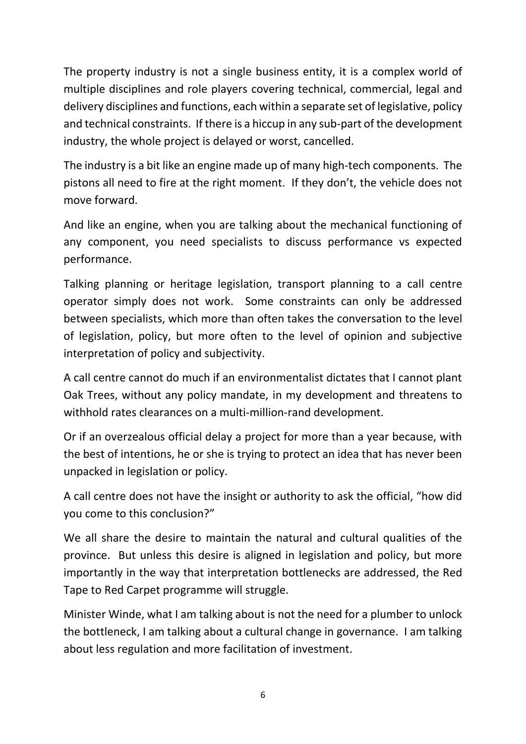The property industry is not a single business entity, it is a complex world of multiple disciplines and role players covering technical, commercial, legal and delivery disciplines and functions, each within a separate set of legislative, policy and technical constraints. If there is a hiccup in any sub-part of the development industry, the whole project is delayed or worst, cancelled.

The industry is a bit like an engine made up of many high-tech components. The pistons all need to fire at the right moment. If they don't, the vehicle does not move forward.

And like an engine, when you are talking about the mechanical functioning of any component, you need specialists to discuss performance vs expected performance.

Talking planning or heritage legislation, transport planning to a call centre operator simply does not work. Some constraints can only be addressed between specialists, which more than often takes the conversation to the level of legislation, policy, but more often to the level of opinion and subjective interpretation of policy and subjectivity.

A call centre cannot do much if an environmentalist dictates that I cannot plant Oak Trees, without any policy mandate, in my development and threatens to withhold rates clearances on a multi-million-rand development.

Or if an overzealous official delay a project for more than a year because, with the best of intentions, he or she is trying to protect an idea that has never been unpacked in legislation or policy.

A call centre does not have the insight or authority to ask the official, "how did you come to this conclusion?"

We all share the desire to maintain the natural and cultural qualities of the province. But unless this desire is aligned in legislation and policy, but more importantly in the way that interpretation bottlenecks are addressed, the Red Tape to Red Carpet programme will struggle.

Minister Winde, what I am talking about is not the need for a plumber to unlock the bottleneck, I am talking about a cultural change in governance. I am talking about less regulation and more facilitation of investment.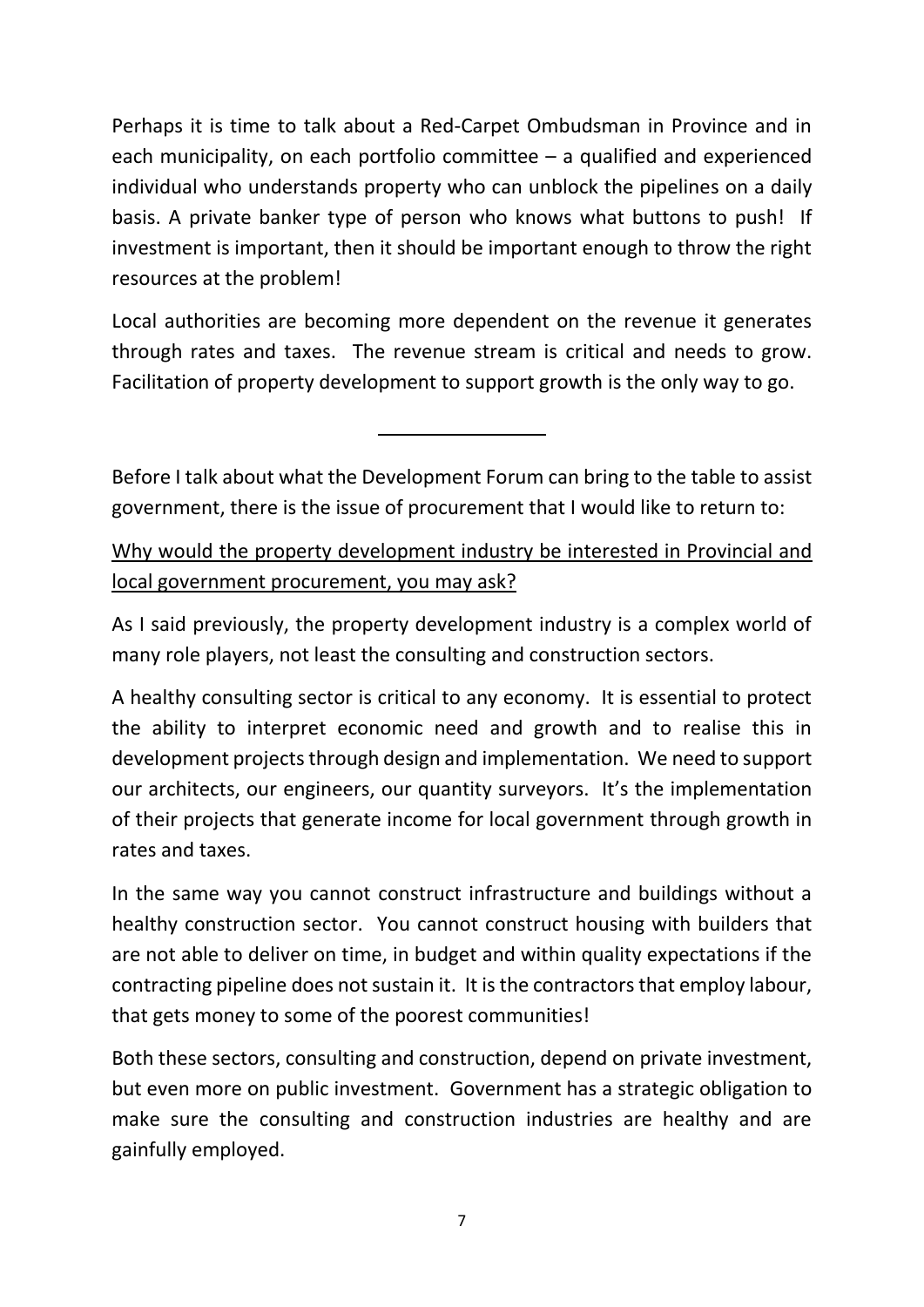Perhaps it is time to talk about a Red-Carpet Ombudsman in Province and in each municipality, on each portfolio committee – a qualified and experienced individual who understands property who can unblock the pipelines on a daily basis. A private banker type of person who knows what buttons to push! If investment is important, then it should be important enough to throw the right resources at the problem!

Local authorities are becoming more dependent on the revenue it generates through rates and taxes. The revenue stream is critical and needs to grow. Facilitation of property development to support growth is the only way to go.

---

Before I talk about what the Development Forum can bring to the table to assist government, there is the issue of procurement that I would like to return to:

<u>Why would the property development industry be interested in Provincial and local government procurement, you may ask?</u>

As I said previously, the property development industry is a complex world of many role players, not least the consulting and construction sectors.

A healthy consulting sector is critical to any economy. It is essential to protect the ability to interpret economic need and growth and to realise this in development projects through design and implementation. We need to support our architects, our engineers, our quantity surveyors. It's the implementation of their projects that generate income for local government through growth in rates and taxes.

In the same way you cannot construct infrastructure and buildings without a healthy construction sector. You cannot construct housing with builders that are not able to deliver on time, in budget and within quality expectations if the contracting pipeline does not sustain it. It is the contractors that employ labour, that gets money to some of the poorest communities!

Both these sectors, consulting and construction, depend on private investment, but even more on public investment. Government has a strategic obligation to make sure the consulting and construction industries are healthy and are gainfully employed.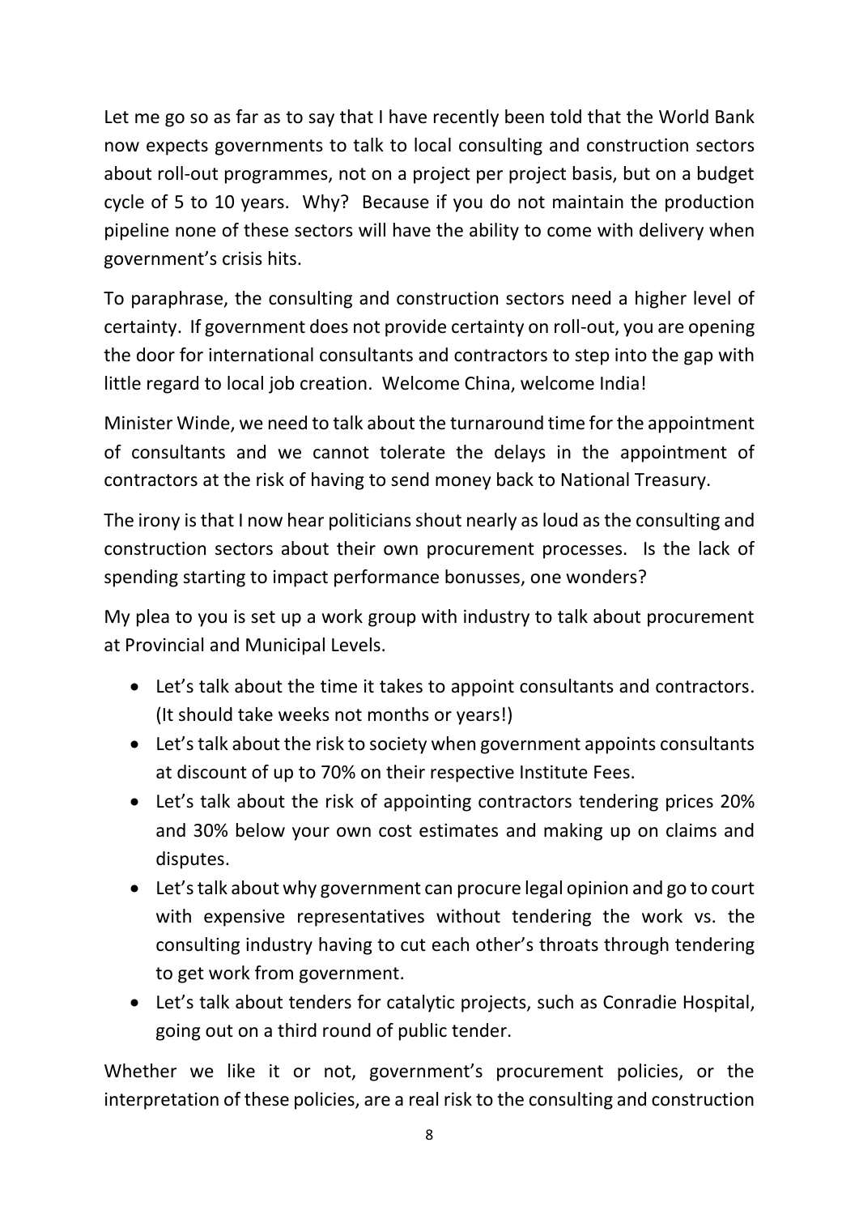Let me go so as far as to say that I have recently been told that the World Bank now expects governments to talk to local consulting and construction sectors about roll-out programmes, not on a project per project basis, but on a budget cycle of 5 to 10 years. Why? Because if you do not maintain the production pipeline none of these sectors will have the ability to come with delivery when government's crisis hits.

To paraphrase, the consulting and construction sectors need a higher level of certainty. If government does not provide certainty on roll-out, you are opening the door for international consultants and contractors to step into the gap with little regard to local job creation. Welcome China, welcome India!

Minister Winde, we need to talk about the turnaround time for the appointment of consultants and we cannot tolerate the delays in the appointment of contractors at the risk of having to send money back to National Treasury.

The irony is that I now hear politicians shout nearly as loud as the consulting and construction sectors about their own procurement processes. Is the lack of spending starting to impact performance bonusses, one wonders?

My plea to you is set up a work group with industry to talk about procurement at Provincial and Municipal Levels.

- Let's talk about the time it takes to appoint consultants and contractors. (It should take weeks not months or years!)
- Let's talk about the risk to society when government appoints consultants at discount of up to 70% on their respective Institute Fees.
- Let's talk about the risk of appointing contractors tendering prices 20% and 30% below your own cost estimates and making up on claims and disputes.
- Let's talk about why government can procure legal opinion and go to court with expensive representatives without tendering the work vs. the consulting industry having to cut each other's throats through tendering to get work from government.
- Let's talk about tenders for catalytic projects, such as Conradie Hospital, going out on a third round of public tender.

Whether we like it or not, government's procurement policies, or the interpretation of these policies, are a real risk to the consulting and construction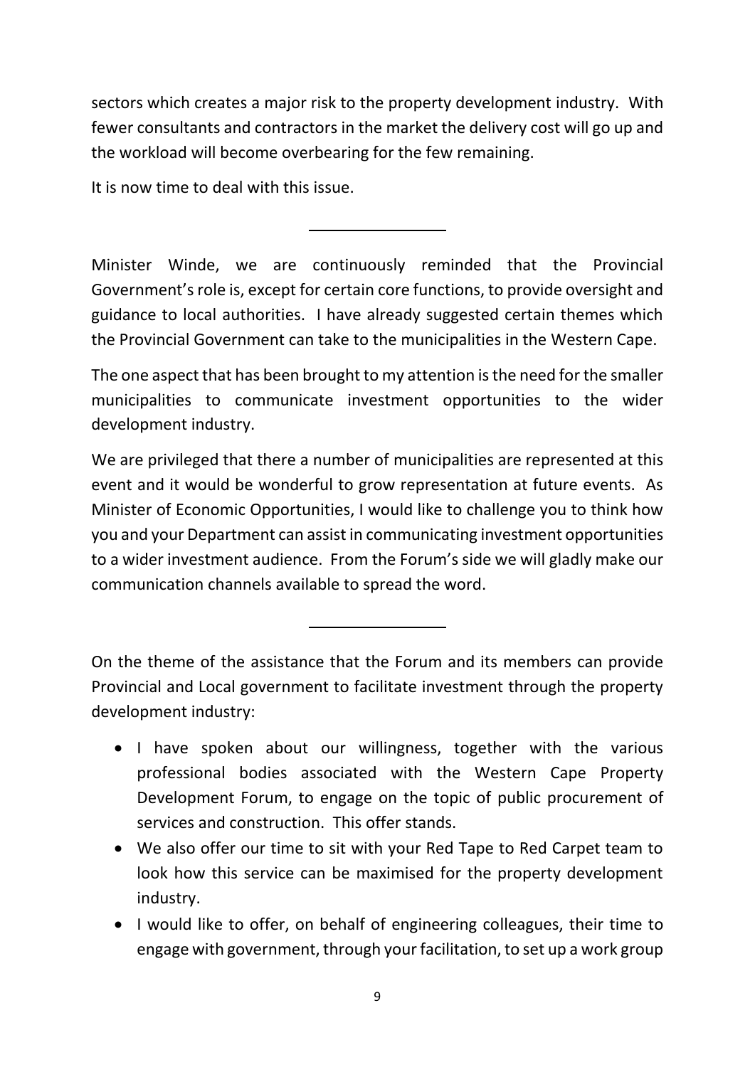sectors which creates a major risk to the property development industry. With fewer consultants and contractors in the market the delivery cost will go up and the workload will become overbearing for the few remaining.

It is now time to deal with this issue.

---

Minister Winde, we are continuously reminded that the Provincial Government's role is, except for certain core functions, to provide oversight and guidance to local authorities. I have already suggested certain themes which the Provincial Government can take to the municipalities in the Western Cape.

The one aspect that has been brought to my attention is the need for the smaller municipalities to communicate investment opportunities to the wider development industry.

We are privileged that there a number of municipalities are represented at this event and it would be wonderful to grow representation at future events. As Minister of Economic Opportunities, I would like to challenge you to think how you and your Department can assist in communicating investment opportunities to a wider investment audience. From the Forum's side we will gladly make our communication channels available to spread the word.

---

On the theme of the assistance that the Forum and its members can provide Provincial and Local government to facilitate investment through the property development industry:

- I have spoken about our willingness, together with the various professional bodies associated with the Western Cape Property Development Forum, to engage on the topic of public procurement of services and construction. This offer stands.
- We also offer our time to sit with your Red Tape to Red Carpet team to look how this service can be maximised for the property development industry.
- I would like to offer, on behalf of engineering colleagues, their time to engage with government, through your facilitation, to set up a work group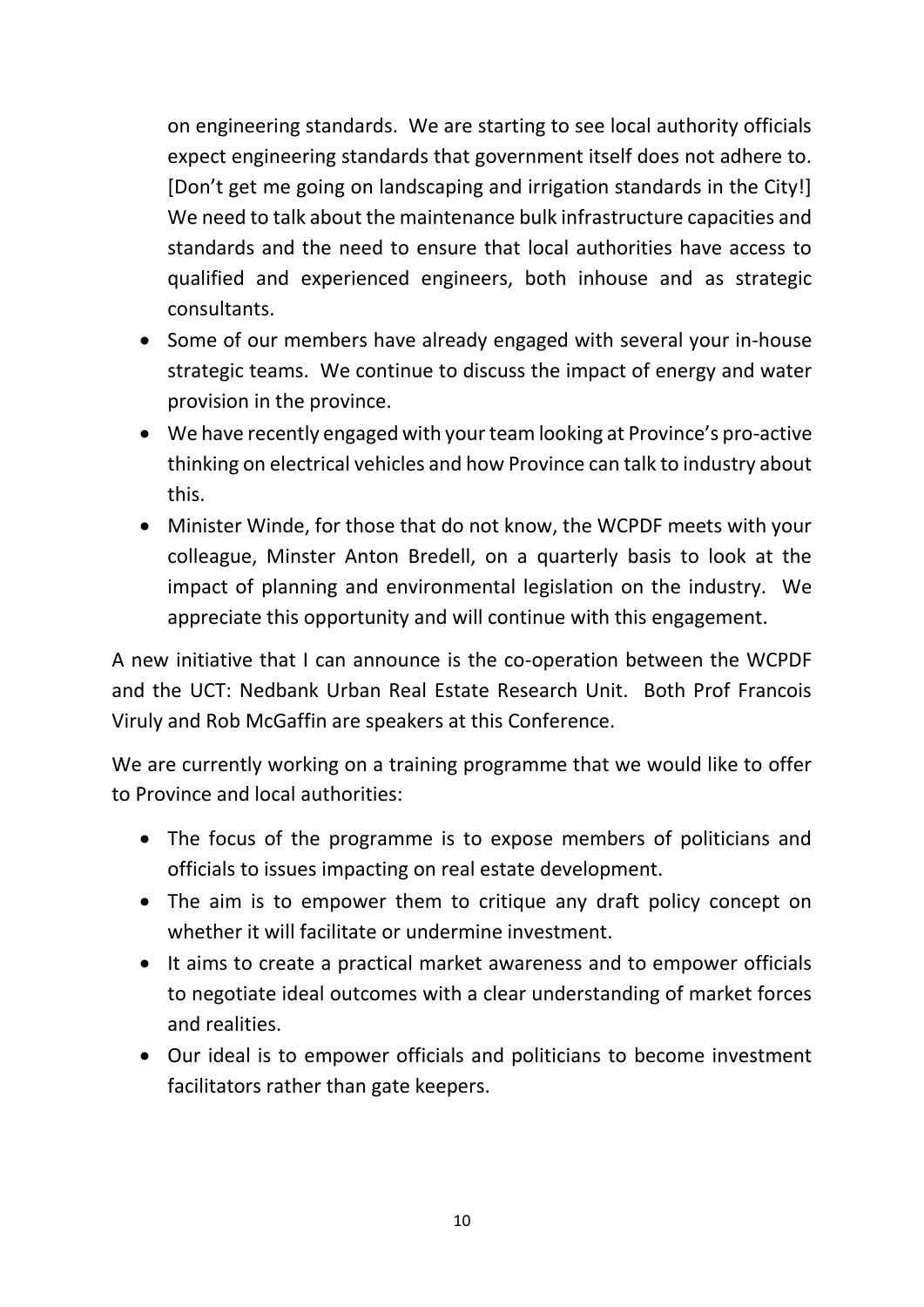on engineering standards. We are starting to see local authority officials expect engineering standards that government itself does not adhere to. [Don't get me going on landscaping and irrigation standards in the City!] We need to talk about the maintenance bulk infrastructure capacities and standards and the need to ensure that local authorities have access to qualified and experienced engineers, both inhouse and as strategic consultants.

- Some of our members have already engaged with several your in-house strategic teams. We continue to discuss the impact of energy and water provision in the province.
- We have recently engaged with your team looking at Province's pro-active thinking on electrical vehicles and how Province can talk to industry about this.
- Minister Winde, for those that do not know, the WCPDF meets with your colleague, Minster Anton Bredell, on a quarterly basis to look at the impact of planning and environmental legislation on the industry. We appreciate this opportunity and will continue with this engagement.

A new initiative that I can announce is the co-operation between the WCPDF and the UCT: Nedbank Urban Real Estate Research Unit. Both Prof Francois Viruly and Rob McGaffin are speakers at this Conference.

We are currently working on a training programme that we would like to offer to Province and local authorities:

- The focus of the programme is to expose members of politicians and officials to issues impacting on real estate development.
- The aim is to empower them to critique any draft policy concept on whether it will facilitate or undermine investment.
- It aims to create a practical market awareness and to empower officials to negotiate ideal outcomes with a clear understanding of market forces and realities.
- Our ideal is to empower officials and politicians to become investment facilitators rather than gate keepers.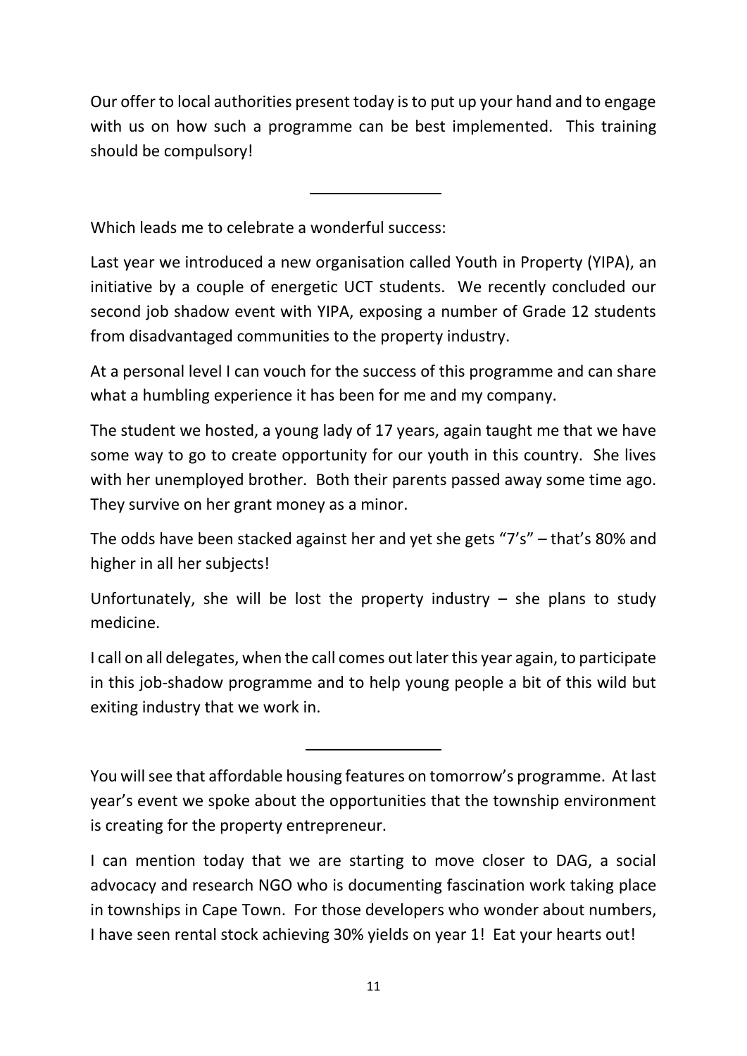Our offer to local authorities present today is to put up your hand and to engage with us on how such a programme can be best implemented. This training should be compulsory!

---

Which leads me to celebrate a wonderful success:

Last year we introduced a new organisation called Youth in Property (YIPA), an initiative by a couple of energetic UCT students. We recently concluded our second job shadow event with YIPA, exposing a number of Grade 12 students from disadvantaged communities to the property industry.

At a personal level I can vouch for the success of this programme and can share what a humbling experience it has been for me and my company.

The student we hosted, a young lady of 17 years, again taught me that we have some way to go to create opportunity for our youth in this country. She lives with her unemployed brother. Both their parents passed away some time ago. They survive on her grant money as a minor.

The odds have been stacked against her and yet she gets "7's" – that's 80% and higher in all her subjects!

Unfortunately, she will be lost the property industry – she plans to study medicine.

I call on all delegates, when the call comes out later this year again, to participate in this job-shadow programme and to help young people a bit of this wild but exiting industry that we work in.

---

You will see that affordable housing features on tomorrow's programme. At last year's event we spoke about the opportunities that the township environment is creating for the property entrepreneur.

I can mention today that we are starting to move closer to DAG, a social advocacy and research NGO who is documenting fascination work taking place in townships in Cape Town. For those developers who wonder about numbers, I have seen rental stock achieving 30% yields on year 1! Eat your hearts out!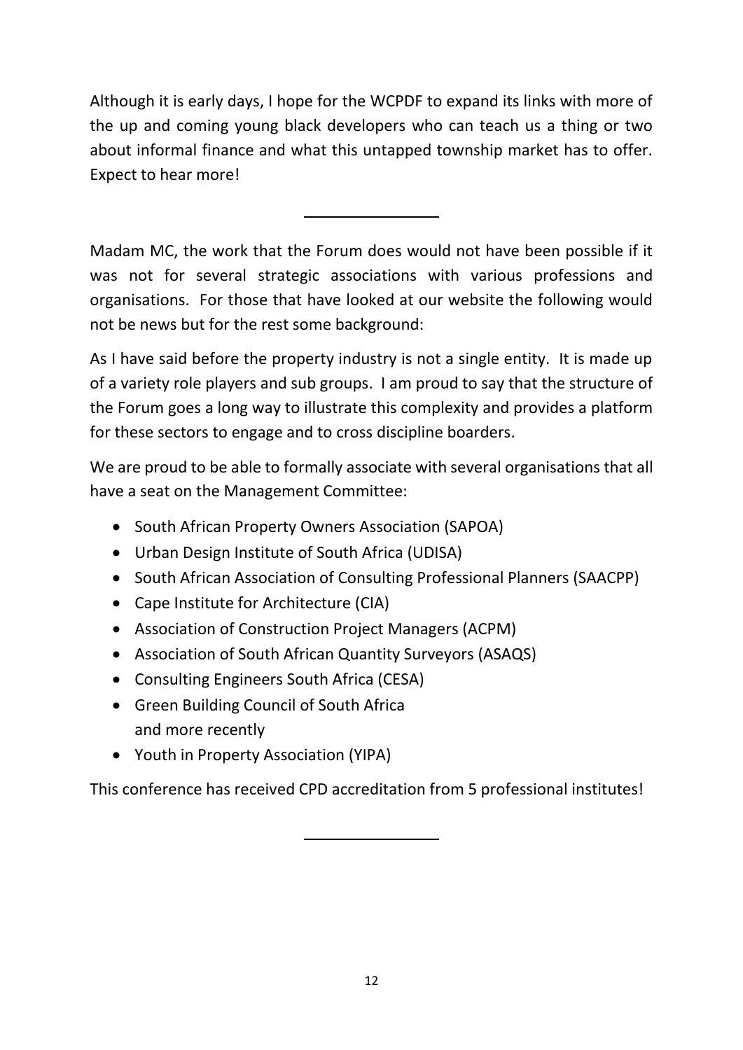Although it is early days, I hope for the WCPDF to expand its links with more of the up and coming young black developers who can teach us a thing or two about informal finance and what this untapped township market has to offer. Expect to hear more!

---

Madam MC, the work that the Forum does would not have been possible if it was not for several strategic associations with various professions and organisations. For those that have looked at our website the following would not be news but for the rest some background:

As I have said before the property industry is not a single entity. It is made up of a variety role players and sub groups. I am proud to say that the structure of the Forum goes a long way to illustrate this complexity and provides a platform for these sectors to engage and to cross discipline boarders.

We are proud to be able to formally associate with several organisations that all have a seat on the Management Committee:

- South African Property Owners Association (SAPOA)
- Urban Design Institute of South Africa (UDISA)
- South African Association of Consulting Professional Planners (SAACPP)
- Cape Institute for Architecture (CIA)
- Association of Construction Project Managers (ACPM)
- Association of South African Quantity Surveyors (ASAQS)
- Consulting Engineers South Africa (CESA)
- Green Building Council of South Africa
  and more recently
- Youth in Property Association (YIPA)

This conference has received CPD accreditation from 5 professional institutes!

---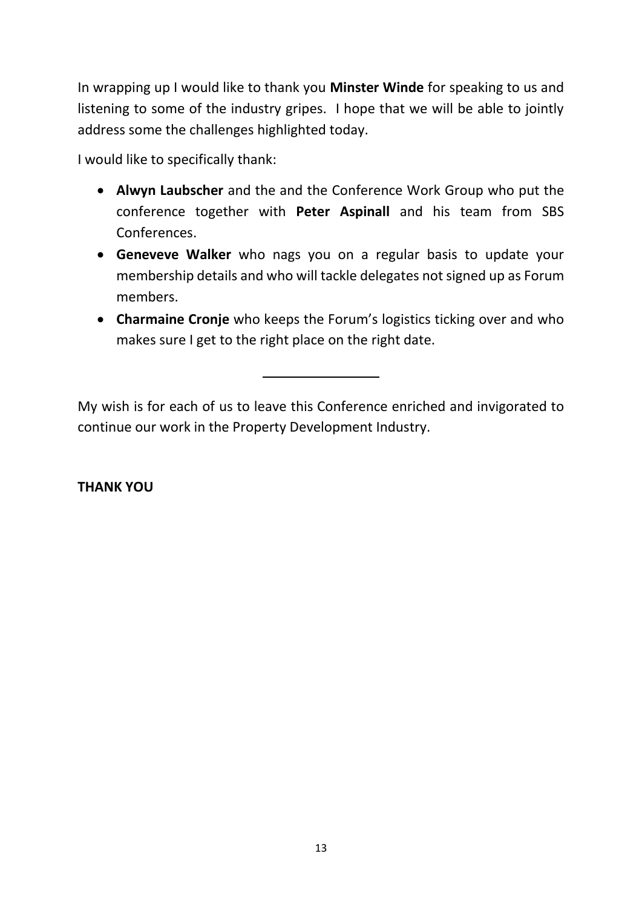In wrapping up I would like to thank you **Minster Winde** for speaking to us and listening to some of the industry gripes. I hope that we will be able to jointly address some the challenges highlighted today.

I would like to specifically thank:

- **Alwyn Laubscher** and the and the Conference Work Group who put the conference together with **Peter Aspinall** and his team from SBS Conferences.
- **Geneveve Walker** who nags you on a regular basis to update your membership details and who will tackle delegates not signed up as Forum members.
- **Charmaine Cronje** who keeps the Forum's logistics ticking over and who makes sure I get to the right place on the right date.

---

My wish is for each of us to leave this Conference enriched and invigorated to continue our work in the Property Development Industry.

**THANK YOU**